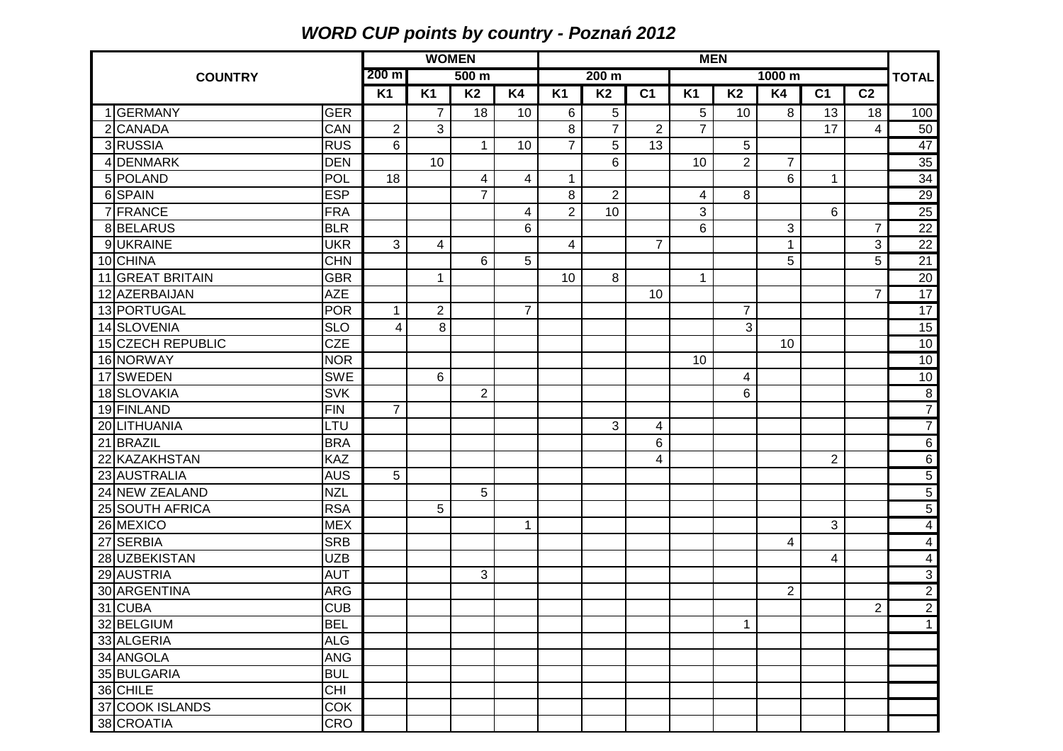# *WORD CUP points by country - Poznań 2012*

| | COUNTRY | | WOMEN | | | | MEN | | | | | | | | TOTAL |
|---|---|---|---|---|---|---|---|---|---|---|---|---|---|---|---|
| | | | 200 m | 500 m | | | 200 m | | | 1000 m | | | | | |
| | | | K1 | K1 | K2 | K4 | K1 | K2 | C1 | K1 | K2 | K4 | C1 | C2 | |
| 1 | GERMANY | GER | | 7 | 18 | 10 | 6 | 5 | | 5 | 10 | 8 | 13 | 18 | 100 |
| 2 | CANADA | CAN | 2 | 3 | | | 8 | 7 | 2 | 7 | | | 17 | 4 | 50 |
| 3 | RUSSIA | RUS | 6 | | 1 | 10 | 7 | 5 | 13 | | 5 | | | | 47 |
| 4 | DENMARK | DEN | | 10 | | | | 6 | | 10 | 2 | 7 | | | 35 |
| 5 | POLAND | POL | 18 | | 4 | 4 | 1 | | | | | 6 | 1 | | 34 |
| 6 | SPAIN | ESP | | | 7 | | 8 | 2 | | 4 | 8 | | | | 29 |
| 7 | FRANCE | FRA | | | | 4 | 2 | 10 | | 3 | | | 6 | | 25 |
| 8 | BELARUS | BLR | | | | 6 | | | | 6 | | 3 | | 7 | 22 |
| 9 | UKRAINE | UKR | 3 | 4 | | | 4 | | 7 | | | 1 | | 3 | 22 |
| 10 | CHINA | CHN | | | 6 | 5 | | | | | | 5 | | 5 | 21 |
| 11 | GREAT BRITAIN | GBR | | 1 | | | 10 | 8 | | 1 | | | | | 20 |
| 12 | AZERBAIJAN | AZE | | | | | | | 10 | | | | | 7 | 17 |
| 13 | PORTUGAL | POR | 1 | 2 | | 7 | | | | | 7 | | | | 17 |
| 14 | SLOVENIA | SLO | 4 | 8 | | | | | | | 3 | | | | 15 |
| 15 | CZECH REPUBLIC | CZE | | | | | | | | | | 10 | | | 10 |
| 16 | NORWAY | NOR | | | | | | | | 10 | | | | | 10 |
| 17 | SWEDEN | SWE | | 6 | | | | | | | 4 | | | | 10 |
| 18 | SLOVAKIA | SVK | | | 2 | | | | | | 6 | | | | 8 |
| 19 | FINLAND | FIN | 7 | | | | | | | | | | | | 7 |
| 20 | LITHUANIA | LTU | | | | | | 3 | 4 | | | | | | 7 |
| 21 | BRAZIL | BRA | | | | | | | 6 | | | | | | 6 |
| 22 | KAZAKHSTAN | KAZ | | | | | | | 4 | | | | 2 | | 6 |
| 23 | AUSTRALIA | AUS | 5 | | | | | | | | | | | | 5 |
| 24 | NEW ZEALAND | NZL | | | 5 | | | | | | | | | | 5 |
| 25 | SOUTH AFRICA | RSA | | 5 | | | | | | | | | | | 5 |
| 26 | MEXICO | MEX | | | | 1 | | | | | | | 3 | | 4 |
| 27 | SERBIA | SRB | | | | | | | | | | 4 | | | 4 |
| 28 | UZBEKISTAN | UZB | | | | | | | | | | | 4 | | 4 |
| 29 | AUSTRIA | AUT | | | 3 | | | | | | | | | | 3 |
| 30 | ARGENTINA | ARG | | | | | | | | | | 2 | | | 2 |
| 31 | CUBA | CUB | | | | | | | | | | | | 2 | 2 |
| 32 | BELGIUM | BEL | | | | | | | | | 1 | | | | 1 |
| 33 | ALGERIA | ALG | | | | | | | | | | | | | |
| 34 | ANGOLA | ANG | | | | | | | | | | | | | |
| 35 | BULGARIA | BUL | | | | | | | | | | | | | |
| 36 | CHILE | CHI | | | | | | | | | | | | | |
| 37 | COOK ISLANDS | COK | | | | | | | | | | | | | |
| 38 | CROATIA | CRO | | | | | | | | | | | | | |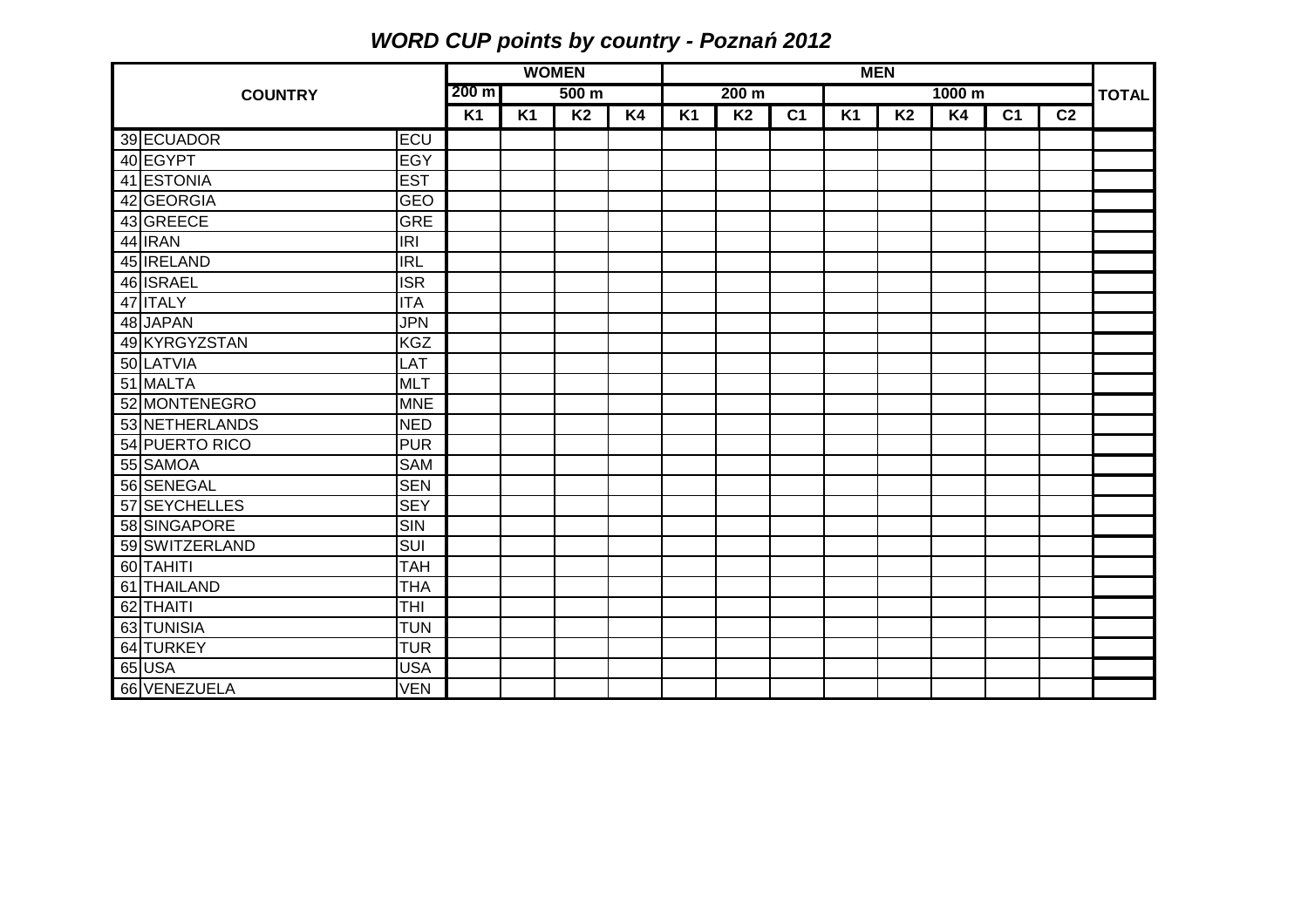# *WORD CUP points by country - Poznań 2012*

| COUNTRY | | | WOMEN | | | | MEN | | | | | | | | TOTAL |
|---|---|---|---|---|---|---|---|---|---|---|---|---|---|---|---|
| | | | 200 m | 500 m | | | 200 m | | | 1000 m | | | | | |
| | | | K1 | K1 | K2 | K4 | K1 | K2 | C1 | K1 | K2 | K4 | C1 | C2 | |
| 39 | ECUADOR | ECU | | | | | | | | | | | | | |
| 40 | EGYPT | EGY | | | | | | | | | | | | | |
| 41 | ESTONIA | EST | | | | | | | | | | | | | |
| 42 | GEORGIA | GEO | | | | | | | | | | | | | |
| 43 | GREECE | GRE | | | | | | | | | | | | | |
| 44 | IRAN | IRI | | | | | | | | | | | | | |
| 45 | IRELAND | IRL | | | | | | | | | | | | | |
| 46 | ISRAEL | ISR | | | | | | | | | | | | | |
| 47 | ITALY | ITA | | | | | | | | | | | | | |
| 48 | JAPAN | JPN | | | | | | | | | | | | | |
| 49 | KYRGYZSTAN | KGZ | | | | | | | | | | | | | |
| 50 | LATVIA | LAT | | | | | | | | | | | | | |
| 51 | MALTA | MLT | | | | | | | | | | | | | |
| 52 | MONTENEGRO | MNE | | | | | | | | | | | | | |
| 53 | NETHERLANDS | NED | | | | | | | | | | | | | |
| 54 | PUERTO RICO | PUR | | | | | | | | | | | | | |
| 55 | SAMOA | SAM | | | | | | | | | | | | | |
| 56 | SENEGAL | SEN | | | | | | | | | | | | | |
| 57 | SEYCHELLES | SEY | | | | | | | | | | | | | |
| 58 | SINGAPORE | SIN | | | | | | | | | | | | | |
| 59 | SWITZERLAND | SUI | | | | | | | | | | | | | |
| 60 | TAHITI | TAH | | | | | | | | | | | | | |
| 61 | THAILAND | THA | | | | | | | | | | | | | |
| 62 | THAITI | THI | | | | | | | | | | | | | |
| 63 | TUNISIA | TUN | | | | | | | | | | | | | |
| 64 | TURKEY | TUR | | | | | | | | | | | | | |
| 65 | USA | USA | | | | | | | | | | | | | |
| 66 | VENEZUELA | VEN | | | | | | | | | | | | | |